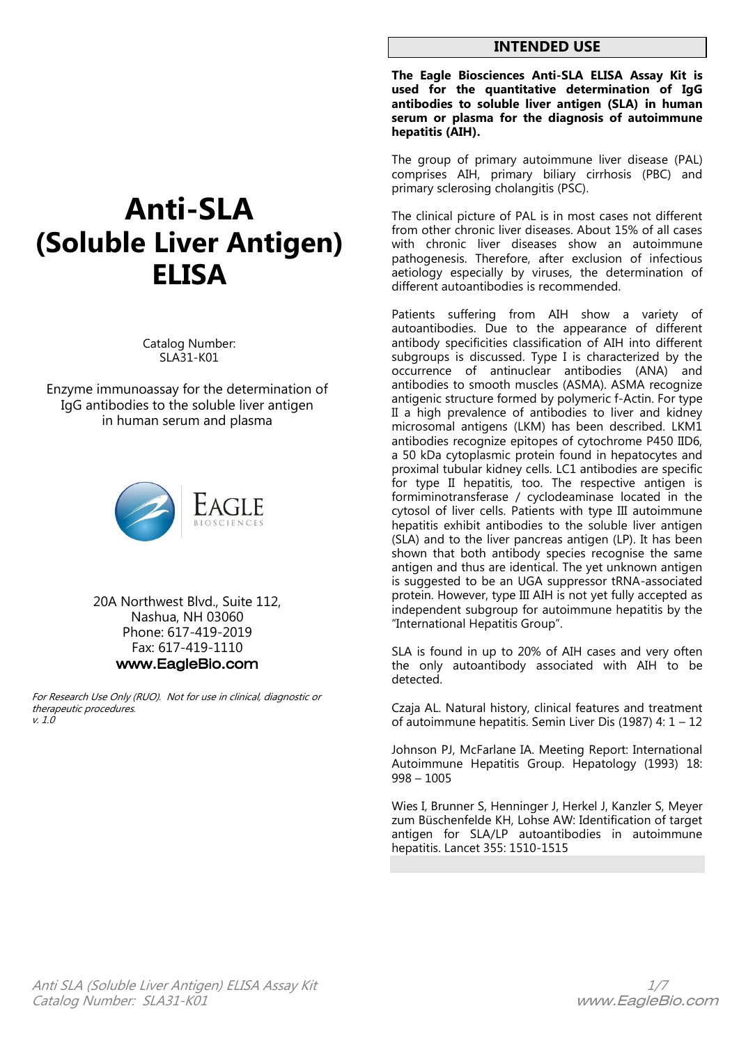# Anti-SLA (Soluble Liver Antigen) ELISA

Catalog Number:
SLA31-K01

Enzyme immunoassay for the determination of IgG antibodies to the soluble liver antigen in human serum and plasma

EAGLE BIOSCIENCES

20A Northwest Blvd., Suite 112,
Nashua, NH 03060
Phone: 617-419-2019
Fax: 617-419-1110
**www.EagleBio.com**

*For Research Use Only (RUO). Not for use in clinical, diagnostic or therapeutic procedures.*
*v. 1.0*

## INTENDED USE

**The Eagle Biosciences Anti-SLA ELISA Assay Kit is used for the quantitative determination of IgG antibodies to soluble liver antigen (SLA) in human serum or plasma for the diagnosis of autoimmune hepatitis (AIH).**

The group of primary autoimmune liver disease (PAL) comprises AIH, primary biliary cirrhosis (PBC) and primary sclerosing cholangitis (PSC).

The clinical picture of PAL is in most cases not different from other chronic liver diseases. About 15% of all cases with chronic liver diseases show an autoimmune pathogenesis. Therefore, after exclusion of infectious aetiology especially by viruses, the determination of different autoantibodies is recommended.

Patients suffering from AIH show a variety of autoantibodies. Due to the appearance of different antibody specificities classification of AIH into different subgroups is discussed. Type I is characterized by the occurrence of antinuclear antibodies (ANA) and antibodies to smooth muscles (ASMA). ASMA recognize antigenic structure formed by polymeric f-Actin. For type II a high prevalence of antibodies to liver and kidney microsomal antigens (LKM) has been described. LKM1 antibodies recognize epitopes of cytochrome P450 IID6, a 50 kDa cytoplasmic protein found in hepatocytes and proximal tubular kidney cells. LC1 antibodies are specific for type II hepatitis, too. The respective antigen is formiminotransferase / cyclodeaminase located in the cytosol of liver cells. Patients with type III autoimmune hepatitis exhibit antibodies to the soluble liver antigen (SLA) and to the liver pancreas antigen (LP). It has been shown that both antibody species recognise the same antigen and thus are identical. The yet unknown antigen is suggested to be an UGA suppressor tRNA-associated protein. However, type III AIH is not yet fully accepted as independent subgroup for autoimmune hepatitis by the "International Hepatitis Group".

SLA is found in up to 20% of AIH cases and very often the only autoantibody associated with AIH to be detected.

Czaja AL. Natural history, clinical features and treatment of autoimmune hepatitis. Semin Liver Dis (1987) 4: 1 – 12

Johnson PJ, McFarlane IA. Meeting Report: International Autoimmune Hepatitis Group. Hepatology (1993) 18: 998 – 1005

Wies I, Brunner S, Henninger J, Herkel J, Kanzler S, Meyer zum Büschenfelde KH, Lohse AW: Identification of target antigen for SLA/LP autoantibodies in autoimmune hepatitis. Lancet 355: 1510-1515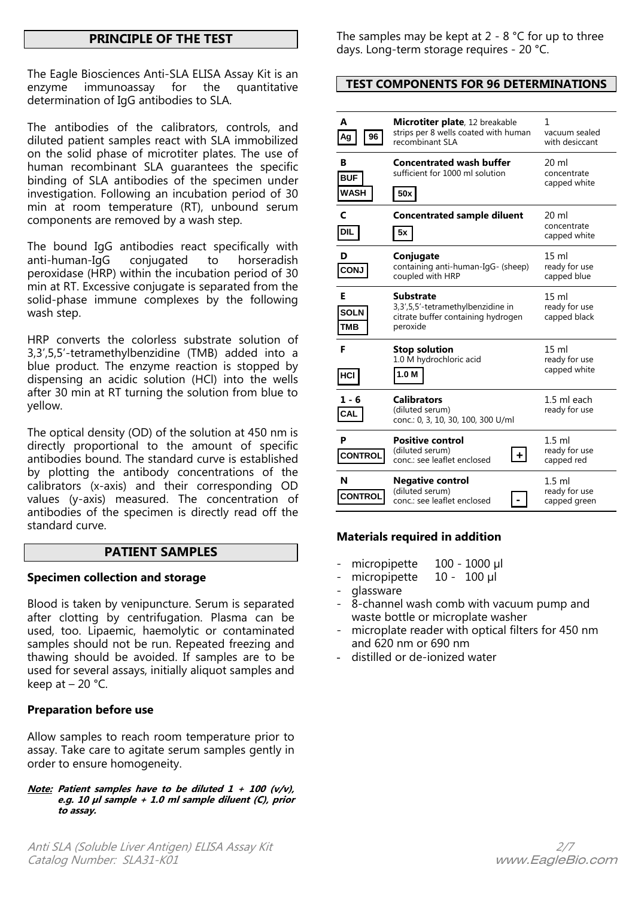## PRINCIPLE OF THE TEST

The Eagle Biosciences Anti-SLA ELISA Assay Kit is an enzyme immunoassay for the quantitative determination of IgG antibodies to SLA.

The antibodies of the calibrators, controls, and diluted patient samples react with SLA immobilized on the solid phase of microtiter plates. The use of human recombinant SLA guarantees the specific binding of SLA antibodies of the specimen under investigation. Following an incubation period of 30 min at room temperature (RT), unbound serum components are removed by a wash step.

The bound IgG antibodies react specifically with anti-human-IgG conjugated to horseradish peroxidase (HRP) within the incubation period of 30 min at RT. Excessive conjugate is separated from the solid-phase immune complexes by the following wash step.

HRP converts the colorless substrate solution of 3,3',5,5'-tetramethylbenzidine (TMB) added into a blue product. The enzyme reaction is stopped by dispensing an acidic solution (HCl) into the wells after 30 min at RT turning the solution from blue to yellow.

The optical density (OD) of the solution at 450 nm is directly proportional to the amount of specific antibodies bound. The standard curve is established by plotting the antibody concentrations of the calibrators (x-axis) and their corresponding OD values (y-axis) measured. The concentration of antibodies of the specimen is directly read off the standard curve.

## PATIENT SAMPLES

### Specimen collection and storage

Blood is taken by venipuncture. Serum is separated after clotting by centrifugation. Plasma can be used, too. Lipaemic, haemolytic or contaminated samples should not be run. Repeated freezing and thawing should be avoided. If samples are to be used for several assays, initially aliquot samples and keep at – 20 °C.

### Preparation before use

Allow samples to reach room temperature prior to assay. Take care to agitate serum samples gently in order to ensure homogeneity.

***Note:* Patient samples have to be diluted 1 + 100 (v/v), e.g. 10 µl sample + 1.0 ml sample diluent (C), prior to assay.**

The samples may be kept at 2 - 8 °C for up to three days. Long-term storage requires - 20 °C.

## TEST COMPONENTS FOR 96 DETERMINATIONS

| | | |
|---|---|---|
| **A** Ag 96 | **Microtiter plate**, 12 breakable strips per 8 wells coated with human recombinant SLA | 1 vacuum sealed with desiccant |
| **B** BUF WASH | **Concentrated wash buffer** sufficient for 1000 ml solution 50x | 20 ml concentrate capped white |
| **C** DIL | **Concentrated sample diluent** 5x | 20 ml concentrate capped white |
| **D** CONJ | **Conjugate** containing anti-human-IgG- (sheep) coupled with HRP | 15 ml ready for use capped blue |
| **E** SOLN TMB | **Substrate** 3,3',5,5'-tetramethylbenzidine in citrate buffer containing hydrogen peroxide | 15 ml ready for use capped black |
| **F** HCl | **Stop solution** 1.0 M hydrochloric acid 1.0 M | 15 ml ready for use capped white |
| **1 - 6** CAL | **Calibrators** (diluted serum) conc.: 0, 3, 10, 30, 100, 300 U/ml | 1.5 ml each ready for use |
| **P** CONTROL | **Positive control** (diluted serum) conc.: see leaflet enclosed + | 1.5 ml ready for use capped red |
| **N** CONTROL | **Negative control** (diluted serum) conc.: see leaflet enclosed - | 1.5 ml ready for use capped green |

### Materials required in addition

- micropipette 100 - 1000 µl
- micropipette 10 - 100 µl
- glassware
- 8-channel wash comb with vacuum pump and waste bottle or microplate washer
- microplate reader with optical filters for 450 nm and 620 nm or 690 nm
- distilled or de-ionized water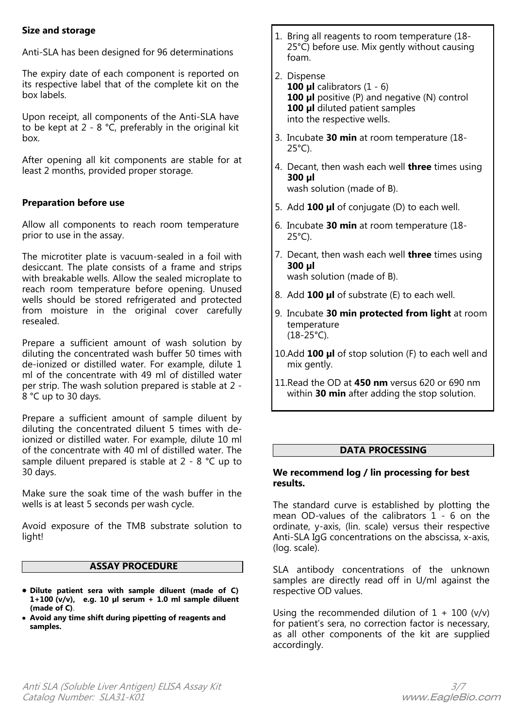**Size and storage**

Anti-SLA has been designed for 96 determinations

The expiry date of each component is reported on its respective label that of the complete kit on the box labels.

Upon receipt, all components of the Anti-SLA have to be kept at 2 - 8 °C, preferably in the original kit box.

After opening all kit components are stable for at least 2 months, provided proper storage.

**Preparation before use**

Allow all components to reach room temperature prior to use in the assay.

The microtiter plate is vacuum-sealed in a foil with desiccant. The plate consists of a frame and strips with breakable wells. Allow the sealed microplate to reach room temperature before opening. Unused wells should be stored refrigerated and protected from moisture in the original cover carefully resealed.

Prepare a sufficient amount of wash solution by diluting the concentrated wash buffer 50 times with de-ionized or distilled water. For example, dilute 1 ml of the concentrate with 49 ml of distilled water per strip. The wash solution prepared is stable at 2 - 8 °C up to 30 days.

Prepare a sufficient amount of sample diluent by diluting the concentrated diluent 5 times with de-ionized or distilled water. For example, dilute 10 ml of the concentrate with 40 ml of distilled water. The sample diluent prepared is stable at 2 - 8 °C up to 30 days.

Make sure the soak time of the wash buffer in the wells is at least 5 seconds per wash cycle.

Avoid exposure of the TMB substrate solution to light!

## ASSAY PROCEDURE

- **Dilute patient sera with sample diluent (made of C) 1+100 (v/v), e.g. 10 µl serum + 1.0 ml sample diluent (made of C)**.
- **Avoid any time shift during pipetting of reagents and samples.**

1. Bring all reagents to room temperature (18-25°C) before use. Mix gently without causing foam.
2. Dispense
   **100 µl** calibrators (1 - 6)
   **100 µl** positive (P) and negative (N) control
   **100 µl** diluted patient samples
   into the respective wells.
3. Incubate **30 min** at room temperature (18-25°C).
4. Decant, then wash each well **three** times using **300 µl** wash solution (made of B).
5. Add **100 µl** of conjugate (D) to each well.
6. Incubate **30 min** at room temperature (18-25°C).
7. Decant, then wash each well **three** times using **300 µl** wash solution (made of B).
8. Add **100 µl** of substrate (E) to each well.
9. Incubate **30 min protected from light** at room temperature (18-25°C).
10. Add **100 µl** of stop solution (F) to each well and mix gently.
11. Read the OD at **450 nm** versus 620 or 690 nm within **30 min** after adding the stop solution.

## DATA PROCESSING

**We recommend log / lin processing for best results.**

The standard curve is established by plotting the mean OD-values of the calibrators 1 - 6 on the ordinate, y-axis, (lin. scale) versus their respective Anti-SLA IgG concentrations on the abscissa, x-axis, (log. scale).

SLA antibody concentrations of the unknown samples are directly read off in U/ml against the respective OD values.

Using the recommended dilution of 1 + 100 (v/v) for patient's sera, no correction factor is necessary, as all other components of the kit are supplied accordingly.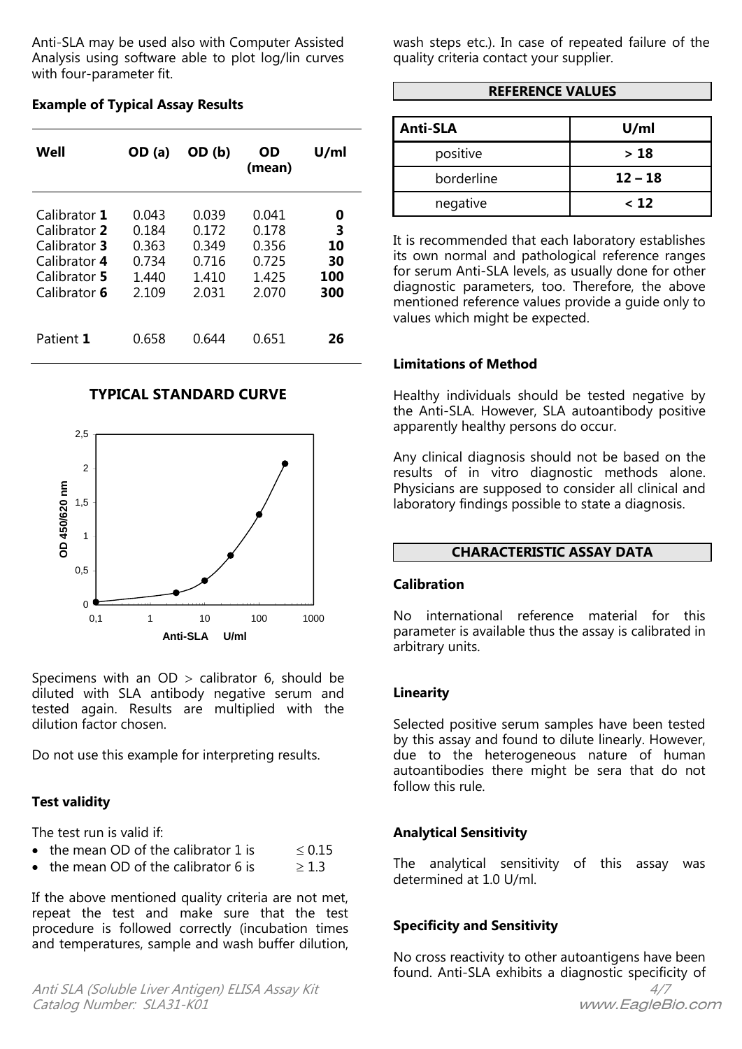Anti-SLA may be used also with Computer Assisted Analysis using software able to plot log/lin curves with four-parameter fit.

**Example of Typical Assay Results**

| Well | OD (a) | OD (b) | OD (mean) | U/ml |
|---|---|---|---|---|
| Calibrator **1** | 0.043 | 0.039 | 0.041 | **0** |
| Calibrator **2** | 0.184 | 0.172 | 0.178 | **3** |
| Calibrator **3** | 0.363 | 0.349 | 0.356 | **10** |
| Calibrator **4** | 0.734 | 0.716 | 0.725 | **30** |
| Calibrator **5** | 1.440 | 1.410 | 1.425 | **100** |
| Calibrator **6** | 2.109 | 2.031 | 2.070 | **300** |
| Patient **1** | 0.658 | 0.644 | 0.651 | **26** |

**TYPICAL STANDARD CURVE**

Specimens with an OD > calibrator 6, should be diluted with SLA antibody negative serum and tested again. Results are multiplied with the dilution factor chosen.

Do not use this example for interpreting results.

**Test validity**

The test run is valid if:

- the mean OD of the calibrator 1 is $\leq 0.15$
- the mean OD of the calibrator 6 is $\geq 1.3$

If the above mentioned quality criteria are not met, repeat the test and make sure that the test procedure is followed correctly (incubation times and temperatures, sample and wash buffer dilution, wash steps etc.). In case of repeated failure of the quality criteria contact your supplier.

## REFERENCE VALUES

| Anti-SLA | U/ml |
|---|---|
| positive | **> 18** |
| borderline | **12 – 18** |
| negative | **< 12** |

It is recommended that each laboratory establishes its own normal and pathological reference ranges for serum Anti-SLA levels, as usually done for other diagnostic parameters, too. Therefore, the above mentioned reference values provide a guide only to values which might be expected.

**Limitations of Method**

Healthy individuals should be tested negative by the Anti-SLA. However, SLA autoantibody positive apparently healthy persons do occur.

Any clinical diagnosis should not be based on the results of in vitro diagnostic methods alone. Physicians are supposed to consider all clinical and laboratory findings possible to state a diagnosis.

## CHARACTERISTIC ASSAY DATA

**Calibration**

No international reference material for this parameter is available thus the assay is calibrated in arbitrary units.

**Linearity**

Selected positive serum samples have been tested by this assay and found to dilute linearly. However, due to the heterogeneous nature of human autoantibodies there might be sera that do not follow this rule.

**Analytical Sensitivity**

The analytical sensitivity of this assay was determined at 1.0 U/ml.

**Specificity and Sensitivity**

No cross reactivity to other autoantigens have been found. Anti-SLA exhibits a diagnostic specificity of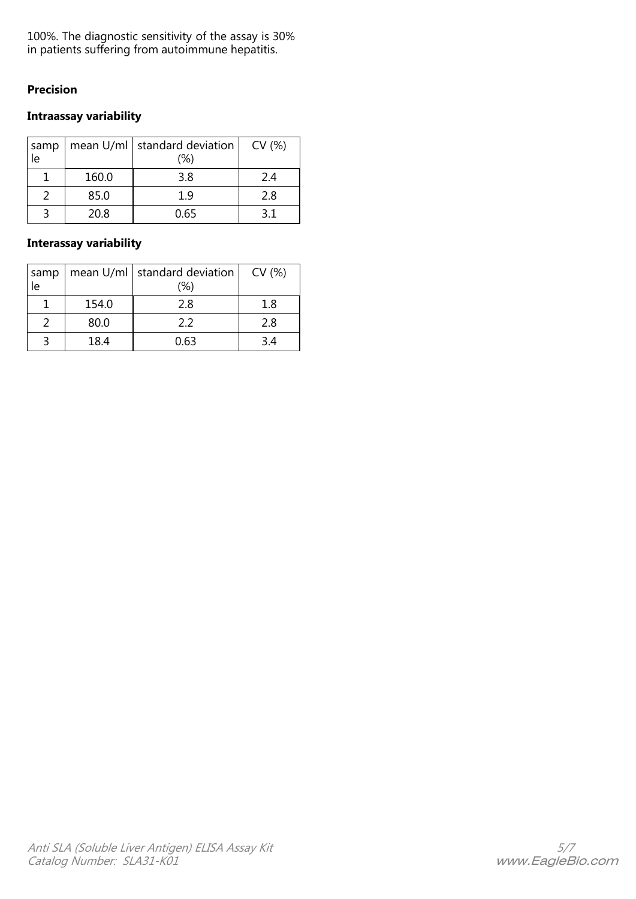100%. The diagnostic sensitivity of the assay is 30% in patients suffering from autoimmune hepatitis.

**Precision**

**Intraassay variability**

| sample | mean U/ml | standard deviation (%) | CV (%) |
|---|---|---|---|
| 1 | 160.0 | 3.8 | 2.4 |
| 2 | 85.0 | 1.9 | 2.8 |
| 3 | 20.8 | 0.65 | 3.1 |

**Interassay variability**

| sample | mean U/ml | standard deviation (%) | CV (%) |
|---|---|---|---|
| 1 | 154.0 | 2.8 | 1.8 |
| 2 | 80.0 | 2.2 | 2.8 |
| 3 | 18.4 | 0.63 | 3.4 |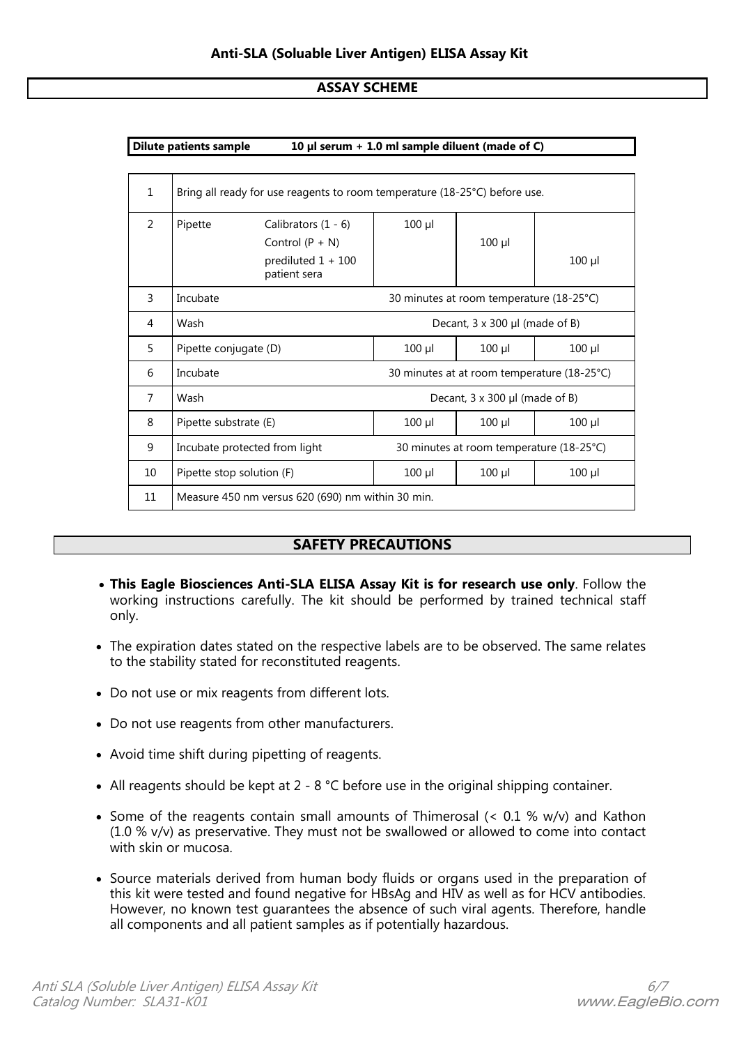## Anti-SLA (Soluable Liver Antigen) ELISA Assay Kit

## ASSAY SCHEME

**Dilute patients sample** **10 µl serum + 1.0 ml sample diluent (made of C)**

| | | | | | |
|---|---|---|---|---|---|
| 1 | Bring all ready for use reagents to room temperature (18-25°C) before use. | | | | |
| 2 | Pipette | Calibrators (1 - 6)<br>Control (P + N)<br>prediluted 1 + 100 patient sera | 100 µl | 100 µl | 100 µl |
| 3 | Incubate | | 30 minutes at room temperature (18-25°C) | | |
| 4 | Wash | | Decant, 3 x 300 µl (made of B) | | |
| 5 | Pipette conjugate (D) | | 100 µl | 100 µl | 100 µl |
| 6 | Incubate | | 30 minutes at at room temperature (18-25°C) | | |
| 7 | Wash | | Decant, 3 x 300 µl (made of B) | | |
| 8 | Pipette substrate (E) | | 100 µl | 100 µl | 100 µl |
| 9 | Incubate protected from light | | 30 minutes at room temperature (18-25°C) | | |
| 10 | Pipette stop solution (F) | | 100 µl | 100 µl | 100 µl |
| 11 | Measure 450 nm versus 620 (690) nm within 30 min. | | | | |

## SAFETY PRECAUTIONS

- **This Eagle Biosciences Anti-SLA ELISA Assay Kit is for research use only**. Follow the working instructions carefully. The kit should be performed by trained technical staff only.
- The expiration dates stated on the respective labels are to be observed. The same relates to the stability stated for reconstituted reagents.
- Do not use or mix reagents from different lots.
- Do not use reagents from other manufacturers.
- Avoid time shift during pipetting of reagents.
- All reagents should be kept at 2 - 8 °C before use in the original shipping container.
- Some of the reagents contain small amounts of Thimerosal (< 0.1 % w/v) and Kathon (1.0 % v/v) as preservative. They must not be swallowed or allowed to come into contact with skin or mucosa.
- Source materials derived from human body fluids or organs used in the preparation of this kit were tested and found negative for HBsAg and HIV as well as for HCV antibodies. However, no known test guarantees the absence of such viral agents. Therefore, handle all components and all patient samples as if potentially hazardous.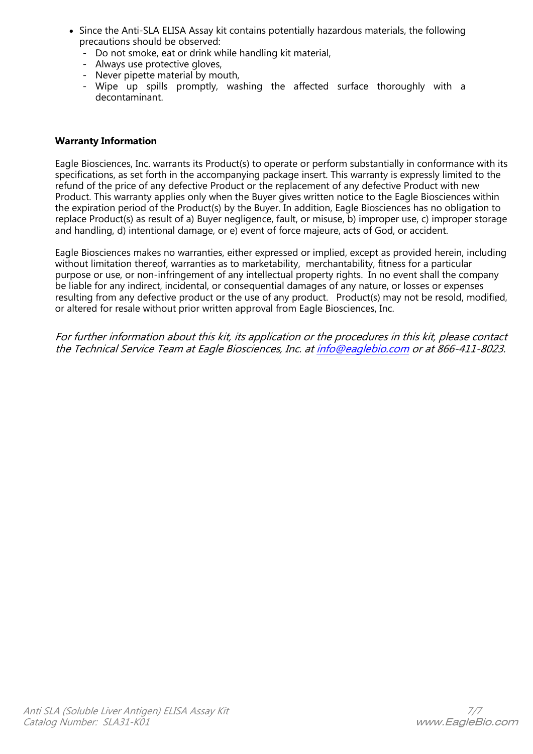- Since the Anti-SLA ELISA Assay kit contains potentially hazardous materials, the following precautions should be observed:
  - Do not smoke, eat or drink while handling kit material,
  - Always use protective gloves,
  - Never pipette material by mouth,
  - Wipe up spills promptly, washing the affected surface thoroughly with a decontaminant.

**Warranty Information**

Eagle Biosciences, Inc. warrants its Product(s) to operate or perform substantially in conformance with its specifications, as set forth in the accompanying package insert. This warranty is expressly limited to the refund of the price of any defective Product or the replacement of any defective Product with new Product. This warranty applies only when the Buyer gives written notice to the Eagle Biosciences within the expiration period of the Product(s) by the Buyer. In addition, Eagle Biosciences has no obligation to replace Product(s) as result of a) Buyer negligence, fault, or misuse, b) improper use, c) improper storage and handling, d) intentional damage, or e) event of force majeure, acts of God, or accident.

Eagle Biosciences makes no warranties, either expressed or implied, except as provided herein, including without limitation thereof, warranties as to marketability, merchantability, fitness for a particular purpose or use, or non-infringement of any intellectual property rights. In no event shall the company be liable for any indirect, incidental, or consequential damages of any nature, or losses or expenses resulting from any defective product or the use of any product. Product(s) may not be resold, modified, or altered for resale without prior written approval from Eagle Biosciences, Inc.

*For further information about this kit, its application or the procedures in this kit, please contact the Technical Service Team at Eagle Biosciences, Inc. at info@eaglebio.com or at 866-411-8023.*